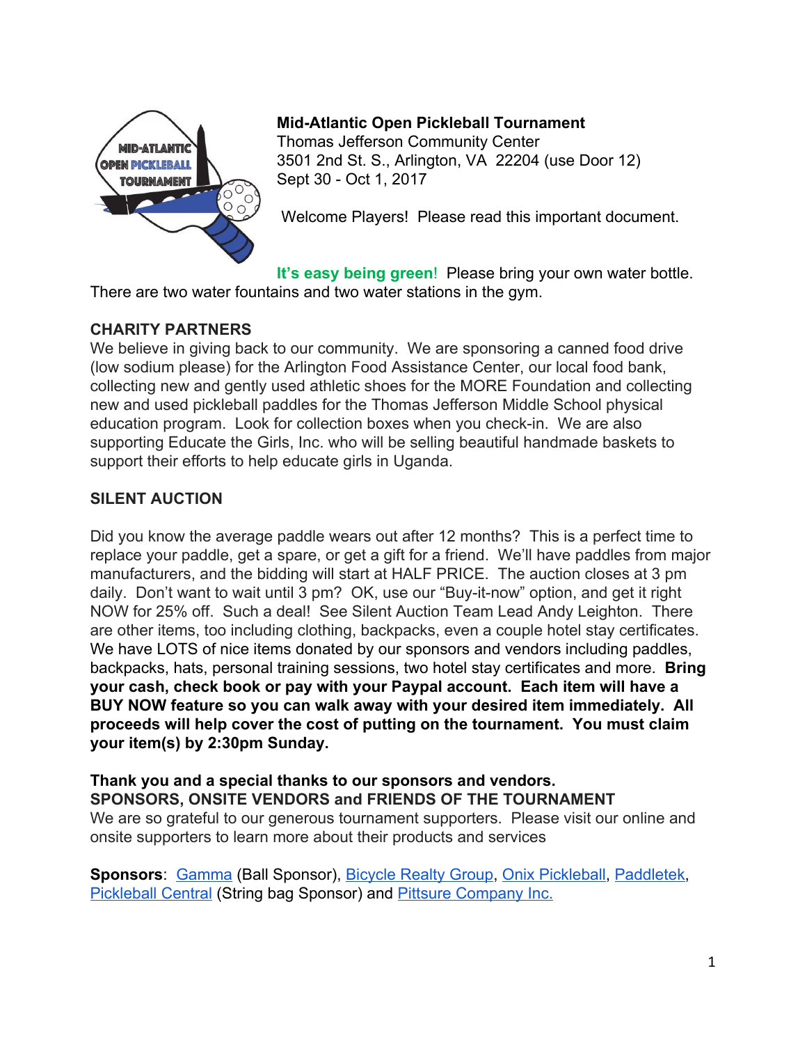**Mid-Atlantic Open Pickleball Tournament**
Thomas Jefferson Community Center
3501 2nd St. S., Arlington, VA 22204 (use Door 12)
Sept 30 - Oct 1, 2017

Welcome Players! Please read this important document.

**It's easy being green**! Please bring your own water bottle. There are two water fountains and two water stations in the gym.

## CHARITY PARTNERS

We believe in giving back to our community. We are sponsoring a canned food drive (low sodium please) for the Arlington Food Assistance Center, our local food bank, collecting new and gently used athletic shoes for the MORE Foundation and collecting new and used pickleball paddles for the Thomas Jefferson Middle School physical education program. Look for collection boxes when you check-in. We are also supporting Educate the Girls, Inc. who will be selling beautiful handmade baskets to support their efforts to help educate girls in Uganda.

## SILENT AUCTION

Did you know the average paddle wears out after 12 months? This is a perfect time to replace your paddle, get a spare, or get a gift for a friend. We'll have paddles from major manufacturers, and the bidding will start at HALF PRICE. The auction closes at 3 pm daily. Don't want to wait until 3 pm? OK, use our "Buy-it-now" option, and get it right NOW for 25% off. Such a deal! See Silent Auction Team Lead Andy Leighton. There are other items, too including clothing, backpacks, even a couple hotel stay certificates. We have LOTS of nice items donated by our sponsors and vendors including paddles, backpacks, hats, personal training sessions, two hotel stay certificates and more. **Bring your cash, check book or pay with your Paypal account. Each item will have a BUY NOW feature so you can walk away with your desired item immediately. All proceeds will help cover the cost of putting on the tournament. You must claim your item(s) by 2:30pm Sunday.**

**Thank you and a special thanks to our sponsors and vendors.**

## SPONSORS, ONSITE VENDORS and FRIENDS OF THE TOURNAMENT

We are so grateful to our generous tournament supporters. Please visit our online and onsite supporters to learn more about their products and services

**Sponsors**: Gamma (Ball Sponsor), Bicycle Realty Group, Onix Pickleball, Paddletek, Pickleball Central (String bag Sponsor) and Pittsure Company Inc.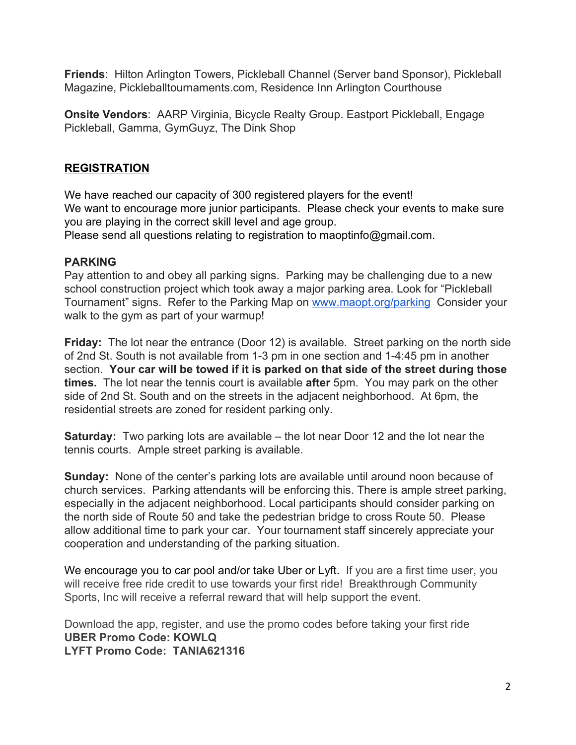**Friends**: Hilton Arlington Towers, Pickleball Channel (Server band Sponsor), Pickleball Magazine, Pickleballtournaments.com, Residence Inn Arlington Courthouse

**Onsite Vendors**: AARP Virginia, Bicycle Realty Group. Eastport Pickleball, Engage Pickleball, Gamma, GymGuyz, The Dink Shop

## REGISTRATION

We have reached our capacity of 300 registered players for the event!
We want to encourage more junior participants. Please check your events to make sure you are playing in the correct skill level and age group.
Please send all questions relating to registration to maoptinfo@gmail.com.

## PARKING

Pay attention to and obey all parking signs. Parking may be challenging due to a new school construction project which took away a major parking area. Look for "Pickleball Tournament" signs. Refer to the Parking Map on [www.maopt.org/parking](http://www.maopt.org/parking) Consider your walk to the gym as part of your warmup!

**Friday:** The lot near the entrance (Door 12) is available. Street parking on the north side of 2nd St. South is not available from 1-3 pm in one section and 1-4:45 pm in another section. **Your car will be towed if it is parked on that side of the street during those times.** The lot near the tennis court is available **after** 5pm. You may park on the other side of 2nd St. South and on the streets in the adjacent neighborhood. At 6pm, the residential streets are zoned for resident parking only.

**Saturday:** Two parking lots are available – the lot near Door 12 and the lot near the tennis courts. Ample street parking is available.

**Sunday:** None of the center's parking lots are available until around noon because of church services. Parking attendants will be enforcing this. There is ample street parking, especially in the adjacent neighborhood. Local participants should consider parking on the north side of Route 50 and take the pedestrian bridge to cross Route 50. Please allow additional time to park your car. Your tournament staff sincerely appreciate your cooperation and understanding of the parking situation.

We encourage you to car pool and/or take Uber or Lyft. If you are a first time user, you will receive free ride credit to use towards your first ride! Breakthrough Community Sports, Inc will receive a referral reward that will help support the event.

Download the app, register, and use the promo codes before taking your first ride
**UBER Promo Code: KOWLQ**
**LYFT Promo Code: TANIA621316**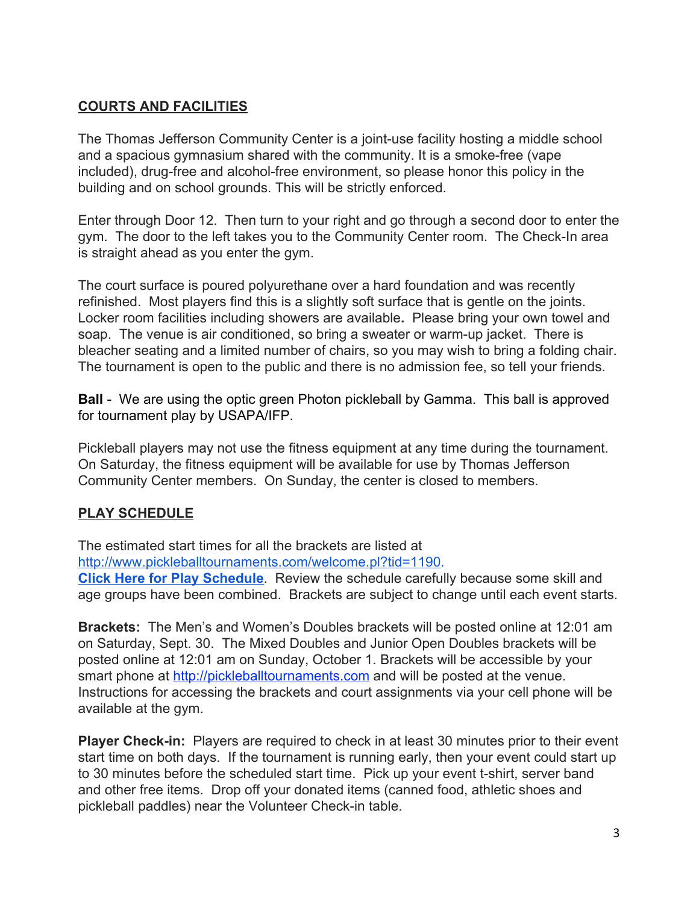## COURTS AND FACILITIES

The Thomas Jefferson Community Center is a joint-use facility hosting a middle school and a spacious gymnasium shared with the community. It is a smoke-free (vape included), drug-free and alcohol-free environment, so please honor this policy in the building and on school grounds. This will be strictly enforced.

Enter through Door 12. Then turn to your right and go through a second door to enter the gym. The door to the left takes you to the Community Center room. The Check-In area is straight ahead as you enter the gym.

The court surface is poured polyurethane over a hard foundation and was recently refinished. Most players find this is a slightly soft surface that is gentle on the joints. Locker room facilities including showers are available**.** Please bring your own towel and soap. The venue is air conditioned, so bring a sweater or warm-up jacket. There is bleacher seating and a limited number of chairs, so you may wish to bring a folding chair. The tournament is open to the public and there is no admission fee, so tell your friends.

**Ball** - We are using the optic green Photon pickleball by Gamma. This ball is approved for tournament play by USAPA/IFP.

Pickleball players may not use the fitness equipment at any time during the tournament. On Saturday, the fitness equipment will be available for use by Thomas Jefferson Community Center members. On Sunday, the center is closed to members.

## PLAY SCHEDULE

The estimated start times for all the brackets are listed at [http://www.pickleballtournaments.com/welcome.pl?tid=1190](http://www.pickleballtournaments.com/welcome.pl?tid=1190).
**Click Here for Play Schedule**. Review the schedule carefully because some skill and age groups have been combined. Brackets are subject to change until each event starts.

**Brackets:** The Men's and Women's Doubles brackets will be posted online at 12:01 am on Saturday, Sept. 30. The Mixed Doubles and Junior Open Doubles brackets will be posted online at 12:01 am on Sunday, October 1. Brackets will be accessible by your smart phone at [http://pickleballtournaments.com](http://pickleballtournaments.com) and will be posted at the venue. Instructions for accessing the brackets and court assignments via your cell phone will be available at the gym.

**Player Check-in:** Players are required to check in at least 30 minutes prior to their event start time on both days. If the tournament is running early, then your event could start up to 30 minutes before the scheduled start time. Pick up your event t-shirt, server band and other free items. Drop off your donated items (canned food, athletic shoes and pickleball paddles) near the Volunteer Check-in table.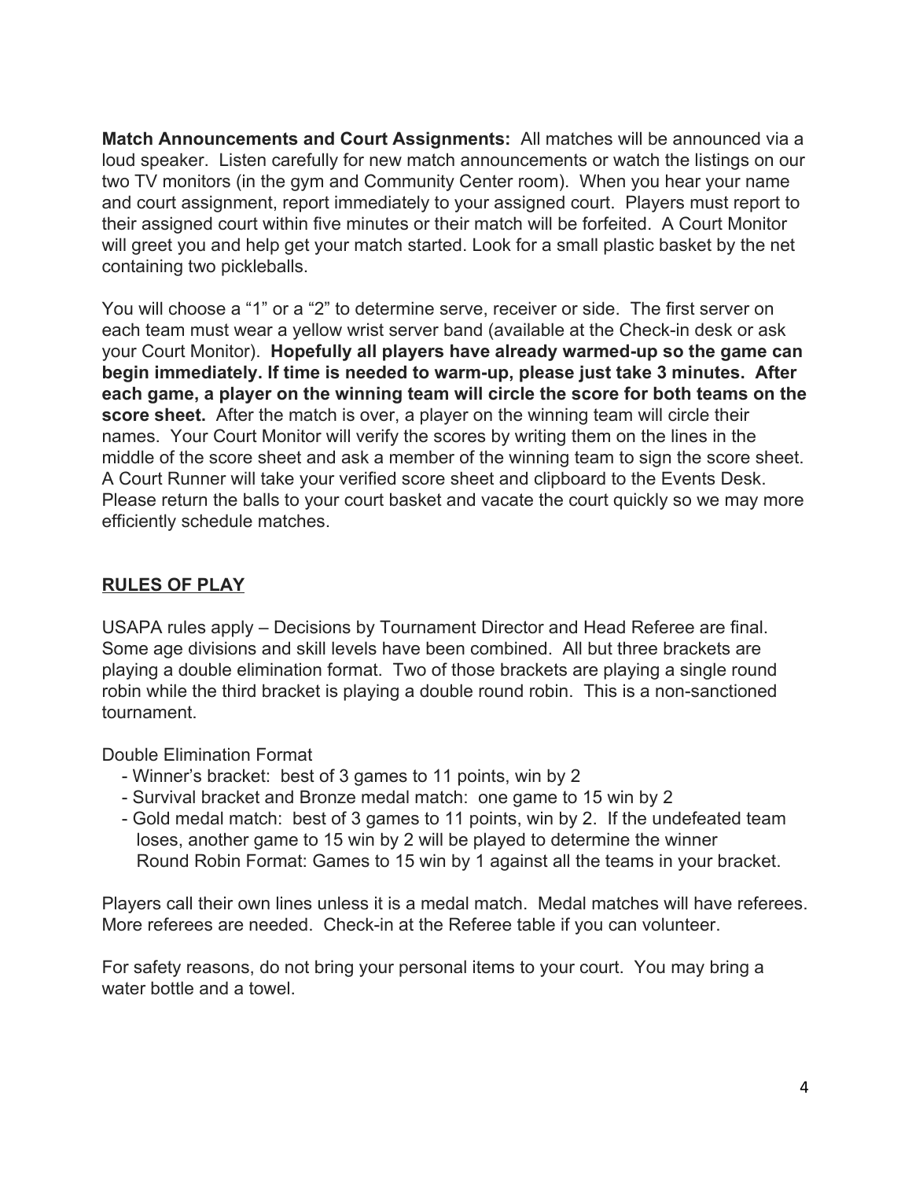**Match Announcements and Court Assignments:** All matches will be announced via a loud speaker. Listen carefully for new match announcements or watch the listings on our two TV monitors (in the gym and Community Center room). When you hear your name and court assignment, report immediately to your assigned court. Players must report to their assigned court within five minutes or their match will be forfeited. A Court Monitor will greet you and help get your match started. Look for a small plastic basket by the net containing two pickleballs.

You will choose a "1" or a "2" to determine serve, receiver or side. The first server on each team must wear a yellow wrist server band (available at the Check-in desk or ask your Court Monitor). **Hopefully all players have already warmed-up so the game can begin immediately. If time is needed to warm-up, please just take 3 minutes. After each game, a player on the winning team will circle the score for both teams on the score sheet.** After the match is over, a player on the winning team will circle their names. Your Court Monitor will verify the scores by writing them on the lines in the middle of the score sheet and ask a member of the winning team to sign the score sheet. A Court Runner will take your verified score sheet and clipboard to the Events Desk. Please return the balls to your court basket and vacate the court quickly so we may more efficiently schedule matches.

## RULES OF PLAY

USAPA rules apply – Decisions by Tournament Director and Head Referee are final. Some age divisions and skill levels have been combined. All but three brackets are playing a double elimination format. Two of those brackets are playing a single round robin while the third bracket is playing a double round robin. This is a non-sanctioned tournament.

Double Elimination Format

- Winner's bracket: best of 3 games to 11 points, win by 2
- Survival bracket and Bronze medal match: one game to 15 win by 2
- Gold medal match: best of 3 games to 11 points, win by 2. If the undefeated team loses, another game to 15 win by 2 will be played to determine the winner

Round Robin Format: Games to 15 win by 1 against all the teams in your bracket.

Players call their own lines unless it is a medal match. Medal matches will have referees. More referees are needed. Check-in at the Referee table if you can volunteer.

For safety reasons, do not bring your personal items to your court. You may bring a water bottle and a towel.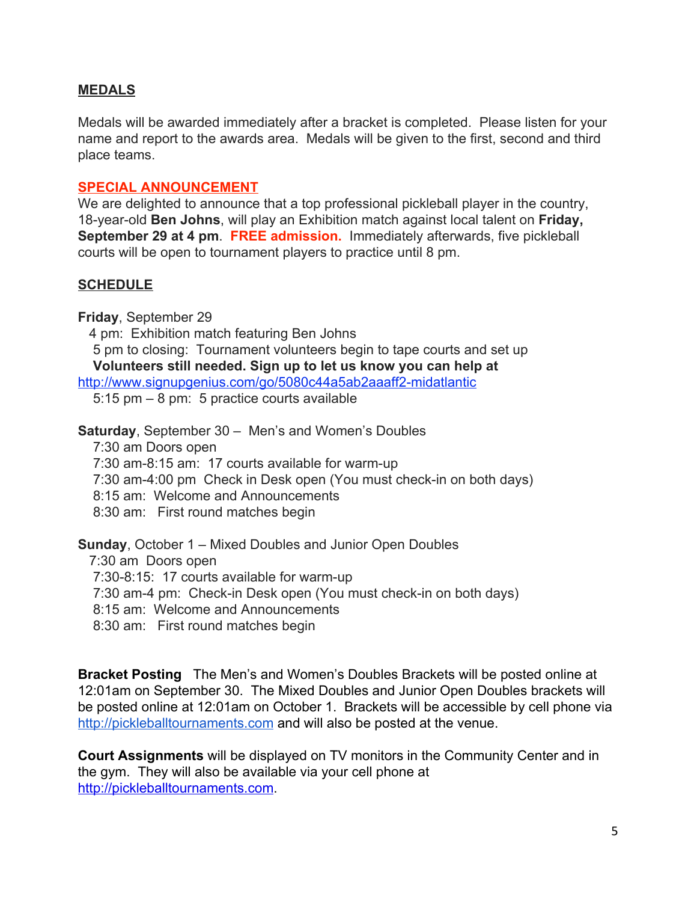## MEDALS

Medals will be awarded immediately after a bracket is completed. Please listen for your name and report to the awards area. Medals will be given to the first, second and third place teams.

## SPECIAL ANNOUNCEMENT

We are delighted to announce that a top professional pickleball player in the country, 18-year-old **Ben Johns**, will play an Exhibition match against local talent on **Friday, September 29 at 4 pm**. **FREE admission.** Immediately afterwards, five pickleball courts will be open to tournament players to practice until 8 pm.

## SCHEDULE

**Friday**, September 29

- 4 pm: Exhibition match featuring Ben Johns
- 5 pm to closing: Tournament volunteers begin to tape courts and set up
  **Volunteers still needed. Sign up to let us know you can help at** http://www.signupgenius.com/go/5080c44a5ab2aaaff2-midatlantic
- 5:15 pm – 8 pm: 5 practice courts available

**Saturday**, September 30 – Men's and Women's Doubles

- 7:30 am Doors open
- 7:30 am-8:15 am: 17 courts available for warm-up
- 7:30 am-4:00 pm Check in Desk open (You must check-in on both days)
- 8:15 am: Welcome and Announcements
- 8:30 am: First round matches begin

**Sunday**, October 1 – Mixed Doubles and Junior Open Doubles

- 7:30 am Doors open
- 7:30-8:15: 17 courts available for warm-up
- 7:30 am-4 pm: Check-in Desk open (You must check-in on both days)
- 8:15 am: Welcome and Announcements
- 8:30 am: First round matches begin

**Bracket Posting** The Men's and Women's Doubles Brackets will be posted online at 12:01am on September 30. The Mixed Doubles and Junior Open Doubles brackets will be posted online at 12:01am on October 1. Brackets will be accessible by cell phone via http://pickleballtournaments.com and will also be posted at the venue.

**Court Assignments** will be displayed on TV monitors in the Community Center and in the gym. They will also be available via your cell phone at http://pickleballtournaments.com.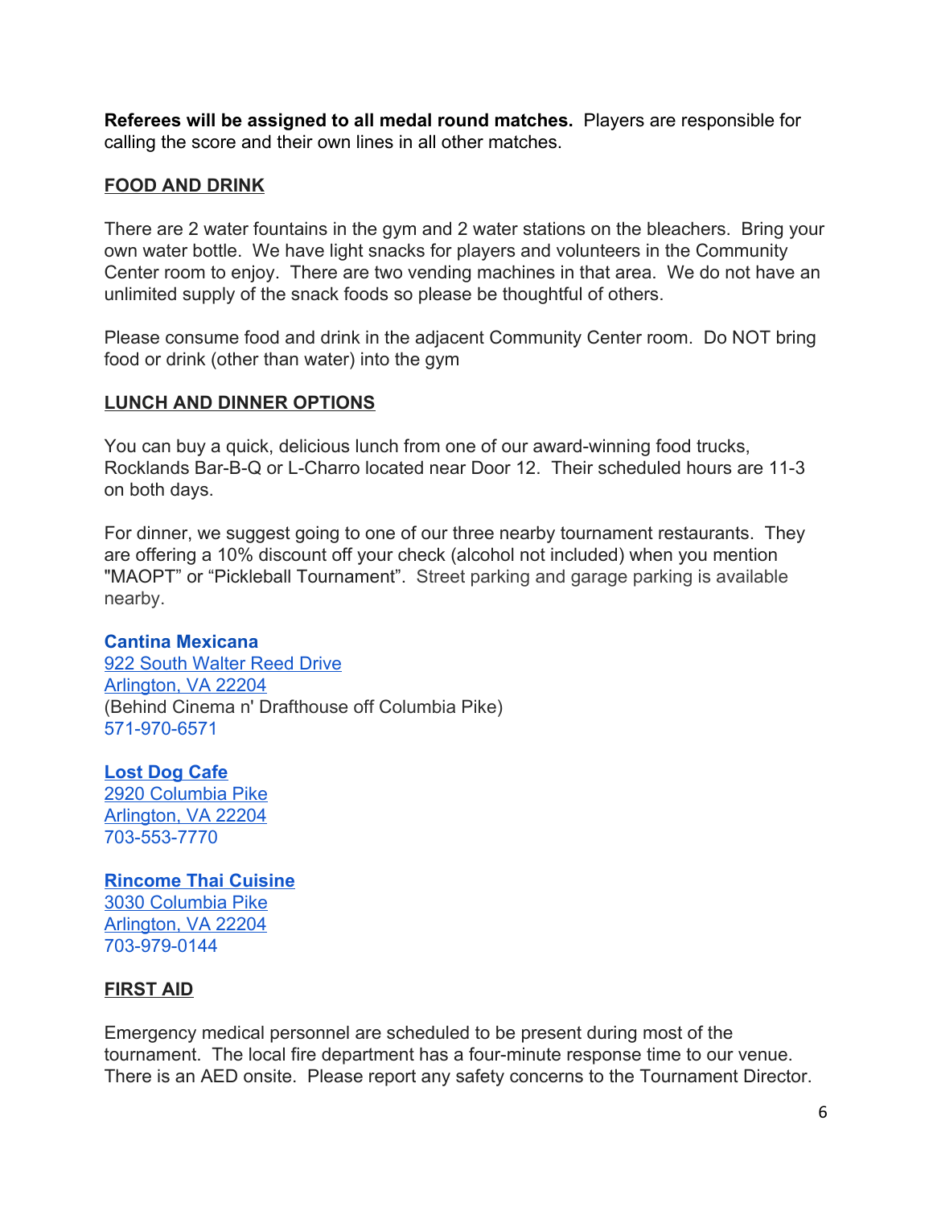**Referees will be assigned to all medal round matches.** Players are responsible for calling the score and their own lines in all other matches.

## FOOD AND DRINK

There are 2 water fountains in the gym and 2 water stations on the bleachers. Bring your own water bottle. We have light snacks for players and volunteers in the Community Center room to enjoy. There are two vending machines in that area. We do not have an unlimited supply of the snack foods so please be thoughtful of others.

Please consume food and drink in the adjacent Community Center room. Do NOT bring food or drink (other than water) into the gym

## LUNCH AND DINNER OPTIONS

You can buy a quick, delicious lunch from one of our award-winning food trucks, Rocklands Bar-B-Q or L-Charro located near Door 12. Their scheduled hours are 11-3 on both days.

For dinner, we suggest going to one of our three nearby tournament restaurants. They are offering a 10% discount off your check (alcohol not included) when you mention "MAOPT" or "Pickleball Tournament". Street parking and garage parking is available nearby.

**Cantina Mexicana**
922 South Walter Reed Drive
Arlington, VA 22204
(Behind Cinema n' Drafthouse off Columbia Pike)
571-970-6571

**Lost Dog Cafe**
2920 Columbia Pike
Arlington, VA 22204
703-553-7770

**Rincome Thai Cuisine**
3030 Columbia Pike
Arlington, VA 22204
703-979-0144

## FIRST AID

Emergency medical personnel are scheduled to be present during most of the tournament. The local fire department has a four-minute response time to our venue. There is an AED onsite. Please report any safety concerns to the Tournament Director.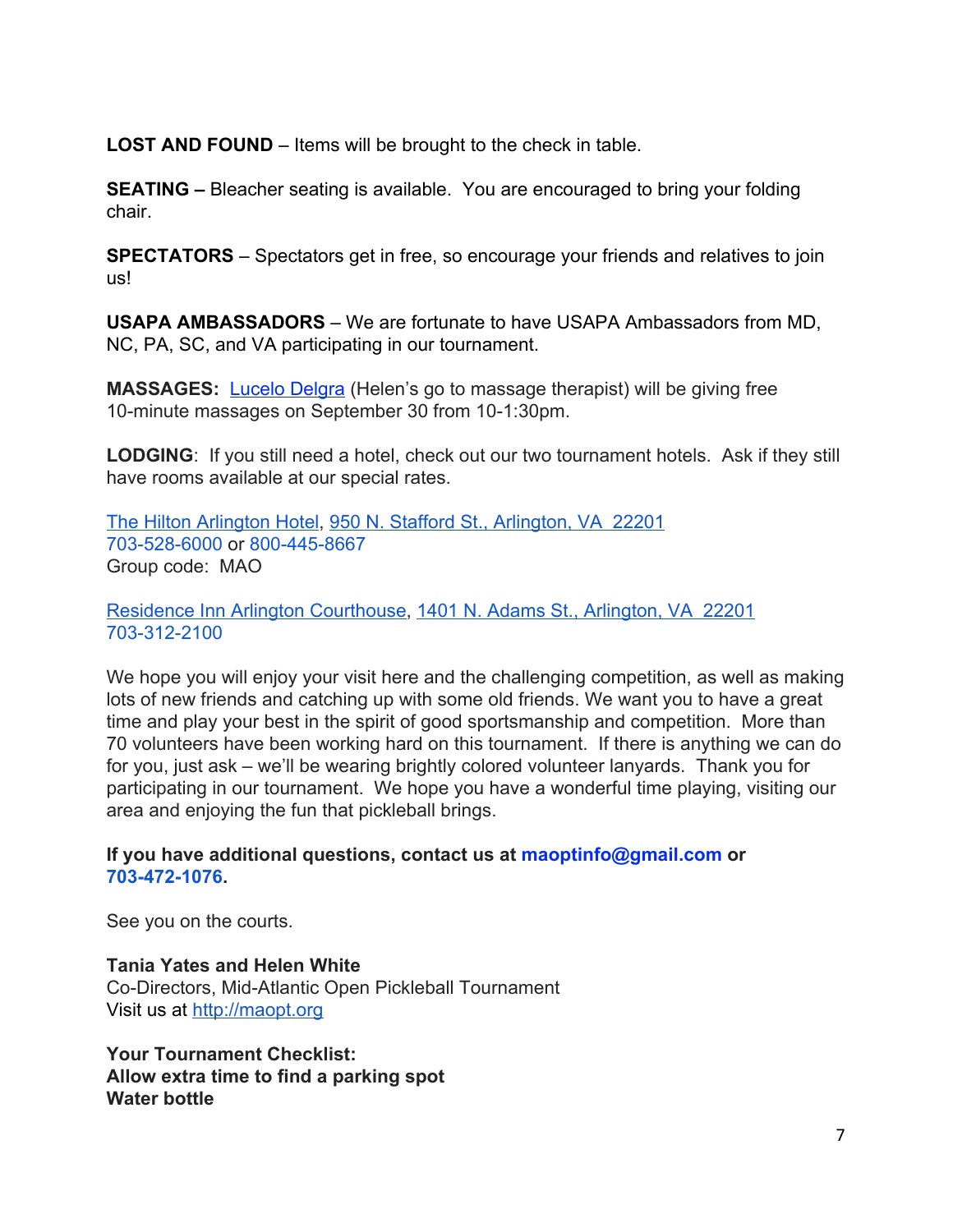**LOST AND FOUND** – Items will be brought to the check in table.

**SEATING –** Bleacher seating is available. You are encouraged to bring your folding chair.

**SPECTATORS** – Spectators get in free, so encourage your friends and relatives to join us!

**USAPA AMBASSADORS** – We are fortunate to have USAPA Ambassadors from MD, NC, PA, SC, and VA participating in our tournament.

**MASSAGES:** Lucelo Delgra (Helen's go to massage therapist) will be giving free 10-minute massages on September 30 from 10-1:30pm.

**LODGING**: If you still need a hotel, check out our two tournament hotels. Ask if they still have rooms available at our special rates.

The Hilton Arlington Hotel, 950 N. Stafford St., Arlington, VA 22201
703-528-6000 or 800-445-8667
Group code: MAO

Residence Inn Arlington Courthouse, 1401 N. Adams St., Arlington, VA 22201
703-312-2100

We hope you will enjoy your visit here and the challenging competition, as well as making lots of new friends and catching up with some old friends. We want you to have a great time and play your best in the spirit of good sportsmanship and competition. More than 70 volunteers have been working hard on this tournament. If there is anything we can do for you, just ask – we'll be wearing brightly colored volunteer lanyards. Thank you for participating in our tournament. We hope you have a wonderful time playing, visiting our area and enjoying the fun that pickleball brings.

**If you have additional questions, contact us at maoptinfo@gmail.com or 703-472-1076.**

See you on the courts.

**Tania Yates and Helen White**
Co-Directors, Mid-Atlantic Open Pickleball Tournament
Visit us at http://maopt.org

**Your Tournament Checklist:**
**Allow extra time to find a parking spot**
**Water bottle**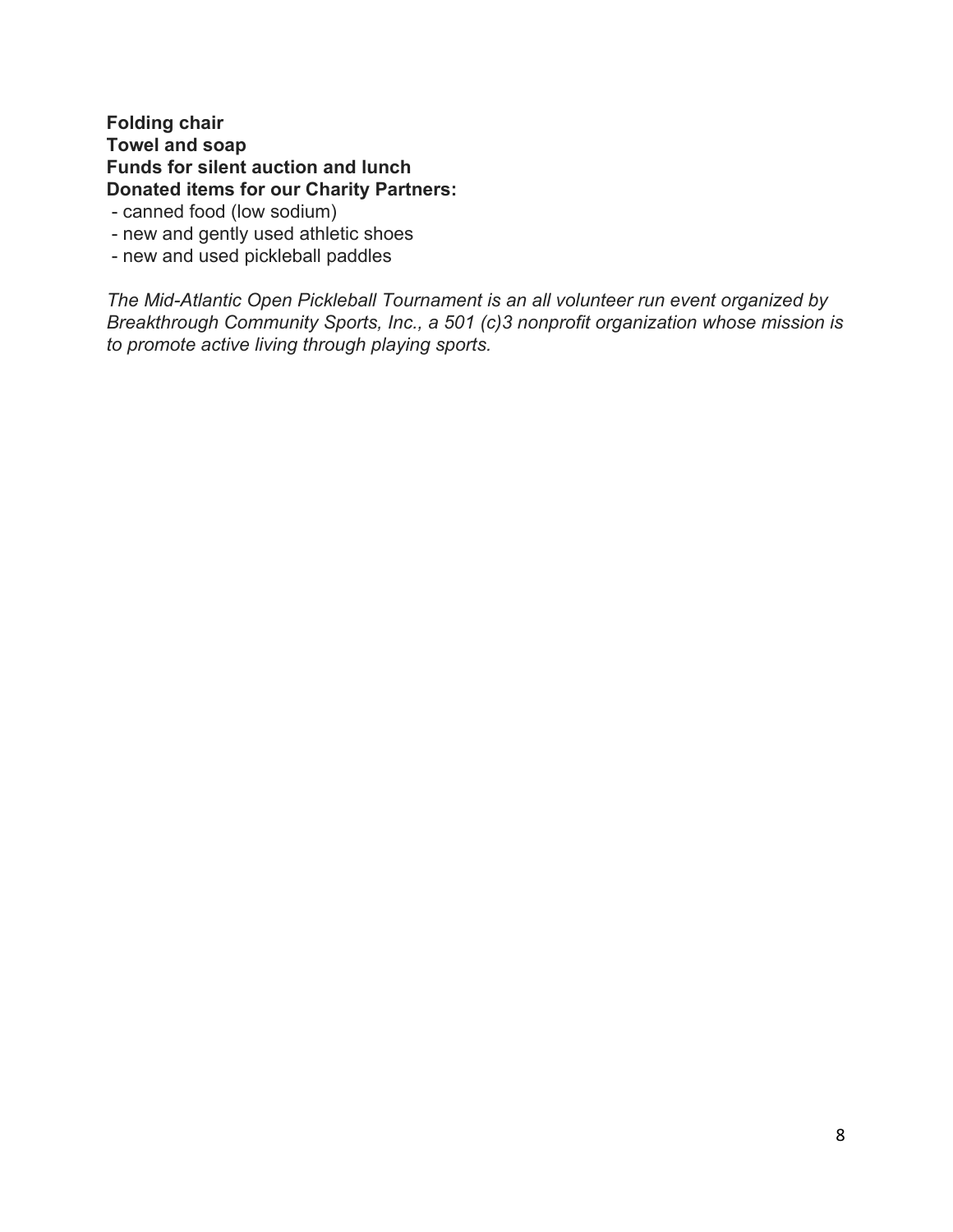**Folding chair**
**Towel and soap**
**Funds for silent auction and lunch**
**Donated items for our Charity Partners:**

- canned food (low sodium)
- new and gently used athletic shoes
- new and used pickleball paddles

*The Mid-Atlantic Open Pickleball Tournament is an all volunteer run event organized by Breakthrough Community Sports, Inc., a 501 (c)3 nonprofit organization whose mission is to promote active living through playing sports.*